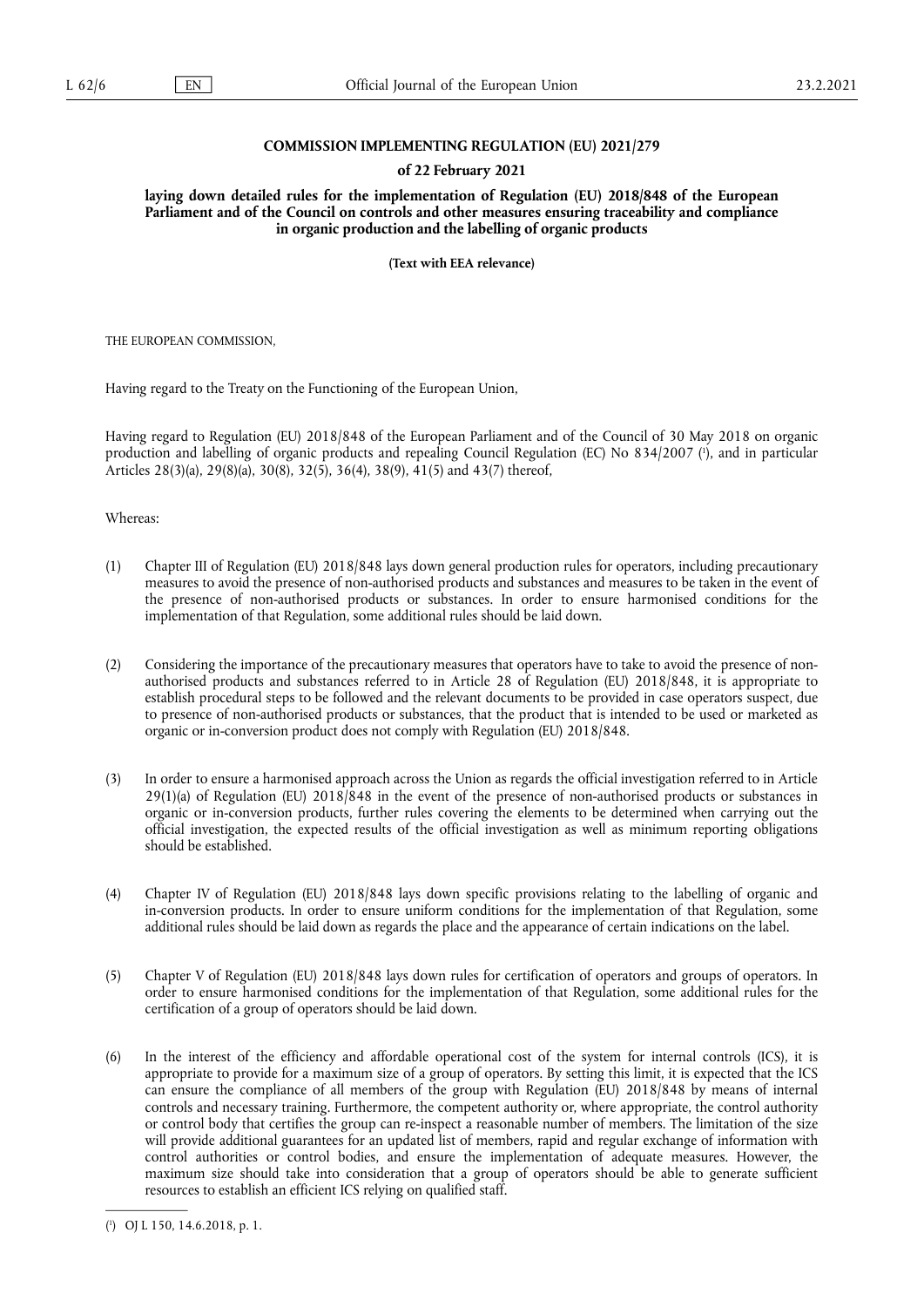**COMMISSION IMPLEMENTING REGULATION (EU) 2021/279**

**of 22 February 2021**

**laying down detailed rules for the implementation of Regulation (EU) 2018/848 of the European Parliament and of the Council on controls and other measures ensuring traceability and compliance in organic production and the labelling of organic products**

**(Text with EEA relevance)**

THE EUROPEAN COMMISSION,

Having regard to the Treaty on the Functioning of the European Union,

Having regard to Regulation (EU) 2018/848 of the European Parliament and of the Council of 30 May 2018 on organic production and labelling of organic products and repealing Council Regulation (EC) No 834/2007 [1], and in particular Articles 28(3)(a), 29(8)(a), 30(8), 32(5), 36(4), 38(9), 41(5) and 43(7) thereof,

Whereas:

(1) Chapter III of Regulation (EU) 2018/848 lays down general production rules for operators, including precautionary measures to avoid the presence of non-authorised products and substances and measures to be taken in the event of the presence of non-authorised products or substances. In order to ensure harmonised conditions for the implementation of that Regulation, some additional rules should be laid down.

(2) Considering the importance of the precautionary measures that operators have to take to avoid the presence of non-authorised products and substances referred to in Article 28 of Regulation (EU) 2018/848, it is appropriate to establish procedural steps to be followed and the relevant documents to be provided in case operators suspect, due to presence of non-authorised products or substances, that the product that is intended to be used or marketed as organic or in-conversion product does not comply with Regulation (EU) 2018/848.

(3) In order to ensure a harmonised approach across the Union as regards the official investigation referred to in Article 29(1)(a) of Regulation (EU) 2018/848 in the event of the presence of non-authorised products or substances in organic or in-conversion products, further rules covering the elements to be determined when carrying out the official investigation, the expected results of the official investigation as well as minimum reporting obligations should be established.

(4) Chapter IV of Regulation (EU) 2018/848 lays down specific provisions relating to the labelling of organic and in-conversion products. In order to ensure uniform conditions for the implementation of that Regulation, some additional rules should be laid down as regards the place and the appearance of certain indications on the label.

(5) Chapter V of Regulation (EU) 2018/848 lays down rules for certification of operators and groups of operators. In order to ensure harmonised conditions for the implementation of that Regulation, some additional rules for the certification of a group of operators should be laid down.

(6) In the interest of the efficiency and affordable operational cost of the system for internal controls (ICS), it is appropriate to provide for a maximum size of a group of operators. By setting this limit, it is expected that the ICS can ensure the compliance of all members of the group with Regulation (EU) 2018/848 by means of internal controls and necessary training. Furthermore, the competent authority or, where appropriate, the control authority or control body that certifies the group can re-inspect a reasonable number of members. The limitation of the size will provide additional guarantees for an updated list of members, rapid and regular exchange of information with control authorities or control bodies, and ensure the implementation of adequate measures. However, the maximum size should take into consideration that a group of operators should be able to generate sufficient resources to establish an efficient ICS relying on qualified staff.

[1] OJ L 150, 14.6.2018, p. 1.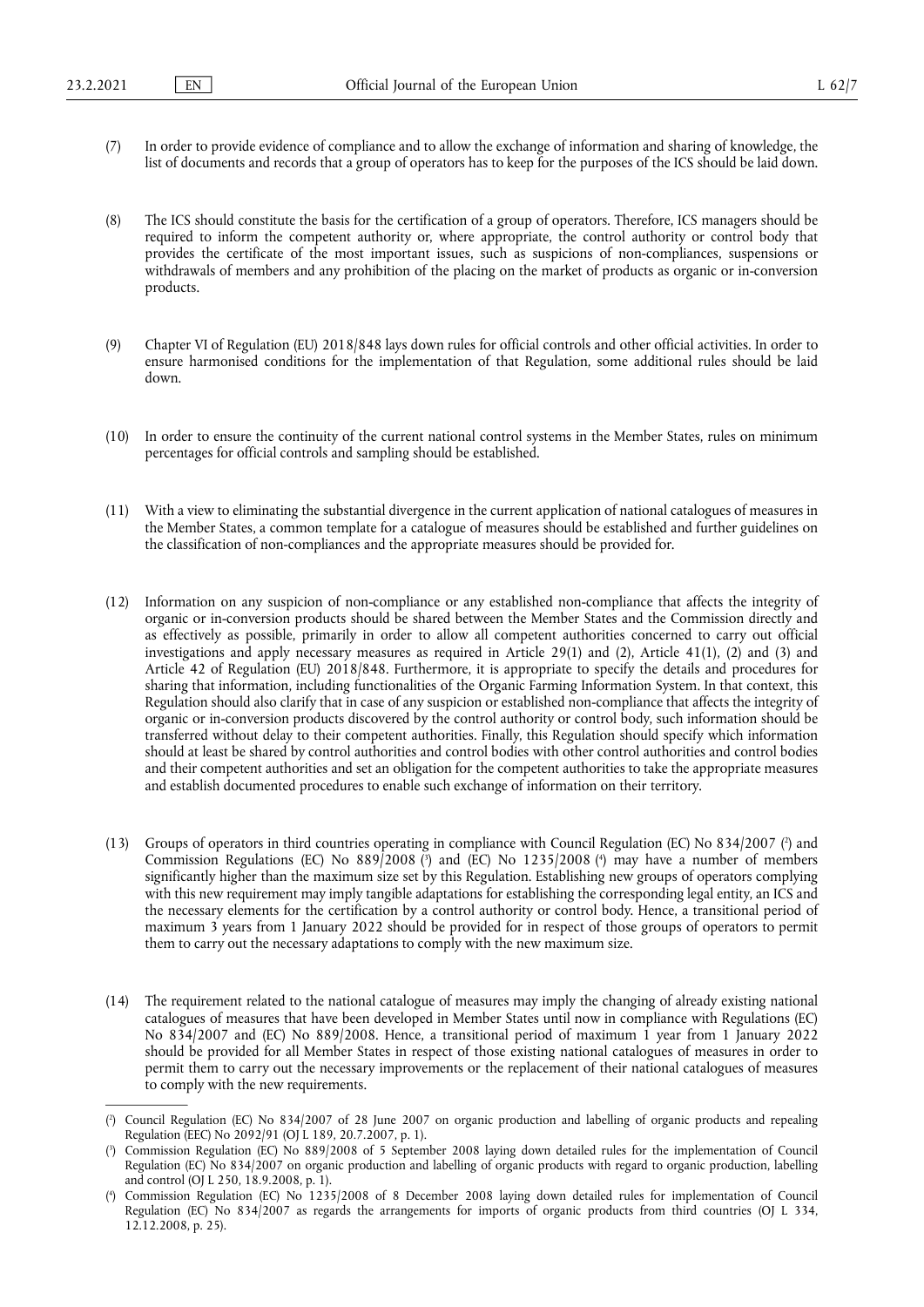(7) In order to provide evidence of compliance and to allow the exchange of information and sharing of knowledge, the list of documents and records that a group of operators has to keep for the purposes of the ICS should be laid down.

(8) The ICS should constitute the basis for the certification of a group of operators. Therefore, ICS managers should be required to inform the competent authority or, where appropriate, the control authority or control body that provides the certificate of the most important issues, such as suspicions of non-compliances, suspensions or withdrawals of members and any prohibition of the placing on the market of products as organic or in-conversion products.

(9) Chapter VI of Regulation (EU) 2018/848 lays down rules for official controls and other official activities. In order to ensure harmonised conditions for the implementation of that Regulation, some additional rules should be laid down.

(10) In order to ensure the continuity of the current national control systems in the Member States, rules on minimum percentages for official controls and sampling should be established.

(11) With a view to eliminating the substantial divergence in the current application of national catalogues of measures in the Member States, a common template for a catalogue of measures should be established and further guidelines on the classification of non-compliances and the appropriate measures should be provided for.

(12) Information on any suspicion of non-compliance or any established non-compliance that affects the integrity of organic or in-conversion products should be shared between the Member States and the Commission directly and as effectively as possible, primarily in order to allow all competent authorities concerned to carry out official investigations and apply necessary measures as required in Article 29(1) and (2), Article 41(1), (2) and (3) and Article 42 of Regulation (EU) 2018/848. Furthermore, it is appropriate to specify the details and procedures for sharing that information, including functionalities of the Organic Farming Information System. In that context, this Regulation should also clarify that in case of any suspicion or established non-compliance that affects the integrity of organic or in-conversion products discovered by the control authority or control body, such information should be transferred without delay to their competent authorities. Finally, this Regulation should specify which information should at least be shared by control authorities and control bodies with other control authorities and control bodies and their competent authorities and set an obligation for the competent authorities to take the appropriate measures and establish documented procedures to enable such exchange of information on their territory.

(13) Groups of operators in third countries operating in compliance with Council Regulation (EC) No 834/2007 [2] and Commission Regulations (EC) No 889/2008 [3] and (EC) No 1235/2008 [4] may have a number of members significantly higher than the maximum size set by this Regulation. Establishing new groups of operators complying with this new requirement may imply tangible adaptations for establishing the corresponding legal entity, an ICS and the necessary elements for the certification by a control authority or control body. Hence, a transitional period of maximum 3 years from 1 January 2022 should be provided for in respect of those groups of operators to permit them to carry out the necessary adaptations to comply with the new maximum size.

(14) The requirement related to the national catalogue of measures may imply the changing of already existing national catalogues of measures that have been developed in Member States until now in compliance with Regulations (EC) No 834/2007 and (EC) No 889/2008. Hence, a transitional period of maximum 1 year from 1 January 2022 should be provided for all Member States in respect of those existing national catalogues of measures in order to permit them to carry out the necessary improvements or the replacement of their national catalogues of measures to comply with the new requirements.

---

[2] Council Regulation (EC) No 834/2007 of 28 June 2007 on organic production and labelling of organic products and repealing Regulation (EEC) No 2092/91 (OJ L 189, 20.7.2007, p. 1).

[3] Commission Regulation (EC) No 889/2008 of 5 September 2008 laying down detailed rules for the implementation of Council Regulation (EC) No 834/2007 on organic production and labelling of organic products with regard to organic production, labelling and control (OJ L 250, 18.9.2008, p. 1).

[4] Commission Regulation (EC) No 1235/2008 of 8 December 2008 laying down detailed rules for implementation of Council Regulation (EC) No 834/2007 as regards the arrangements for imports of organic products from third countries (OJ L 334, 12.12.2008, p. 25).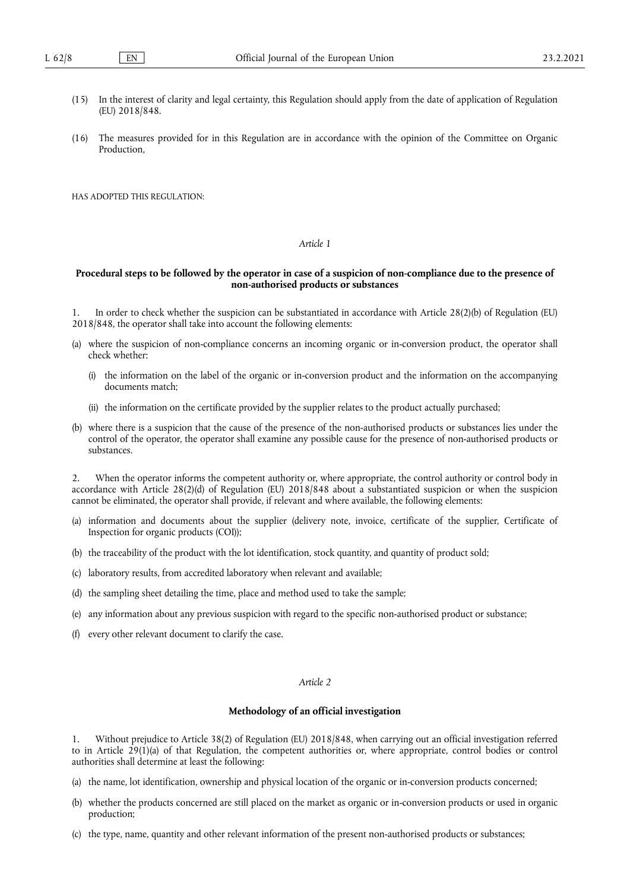(15) In the interest of clarity and legal certainty, this Regulation should apply from the date of application of Regulation (EU) 2018/848.

(16) The measures provided for in this Regulation are in accordance with the opinion of the Committee on Organic Production,

HAS ADOPTED THIS REGULATION:

*Article 1*

**Procedural steps to be followed by the operator in case of a suspicion of non-compliance due to the presence of non-authorised products or substances**

1. In order to check whether the suspicion can be substantiated in accordance with Article 28(2)(b) of Regulation (EU) 2018/848, the operator shall take into account the following elements:

(a) where the suspicion of non-compliance concerns an incoming organic or in-conversion product, the operator shall check whether:

  (i) the information on the label of the organic or in-conversion product and the information on the accompanying documents match;

  (ii) the information on the certificate provided by the supplier relates to the product actually purchased;

(b) where there is a suspicion that the cause of the presence of the non-authorised products or substances lies under the control of the operator, the operator shall examine any possible cause for the presence of non-authorised products or substances.

2. When the operator informs the competent authority or, where appropriate, the control authority or control body in accordance with Article 28(2)(d) of Regulation (EU) 2018/848 about a substantiated suspicion or when the suspicion cannot be eliminated, the operator shall provide, if relevant and where available, the following elements:

(a) information and documents about the supplier (delivery note, invoice, certificate of the supplier, Certificate of Inspection for organic products (COI));

(b) the traceability of the product with the lot identification, stock quantity, and quantity of product sold;

(c) laboratory results, from accredited laboratory when relevant and available;

(d) the sampling sheet detailing the time, place and method used to take the sample;

(e) any information about any previous suspicion with regard to the specific non-authorised product or substance;

(f) every other relevant document to clarify the case.

*Article 2*

**Methodology of an official investigation**

1. Without prejudice to Article 38(2) of Regulation (EU) 2018/848, when carrying out an official investigation referred to in Article 29(1)(a) of that Regulation, the competent authorities or, where appropriate, control bodies or control authorities shall determine at least the following:

(a) the name, lot identification, ownership and physical location of the organic or in-conversion products concerned;

(b) whether the products concerned are still placed on the market as organic or in-conversion products or used in organic production;

(c) the type, name, quantity and other relevant information of the present non-authorised products or substances;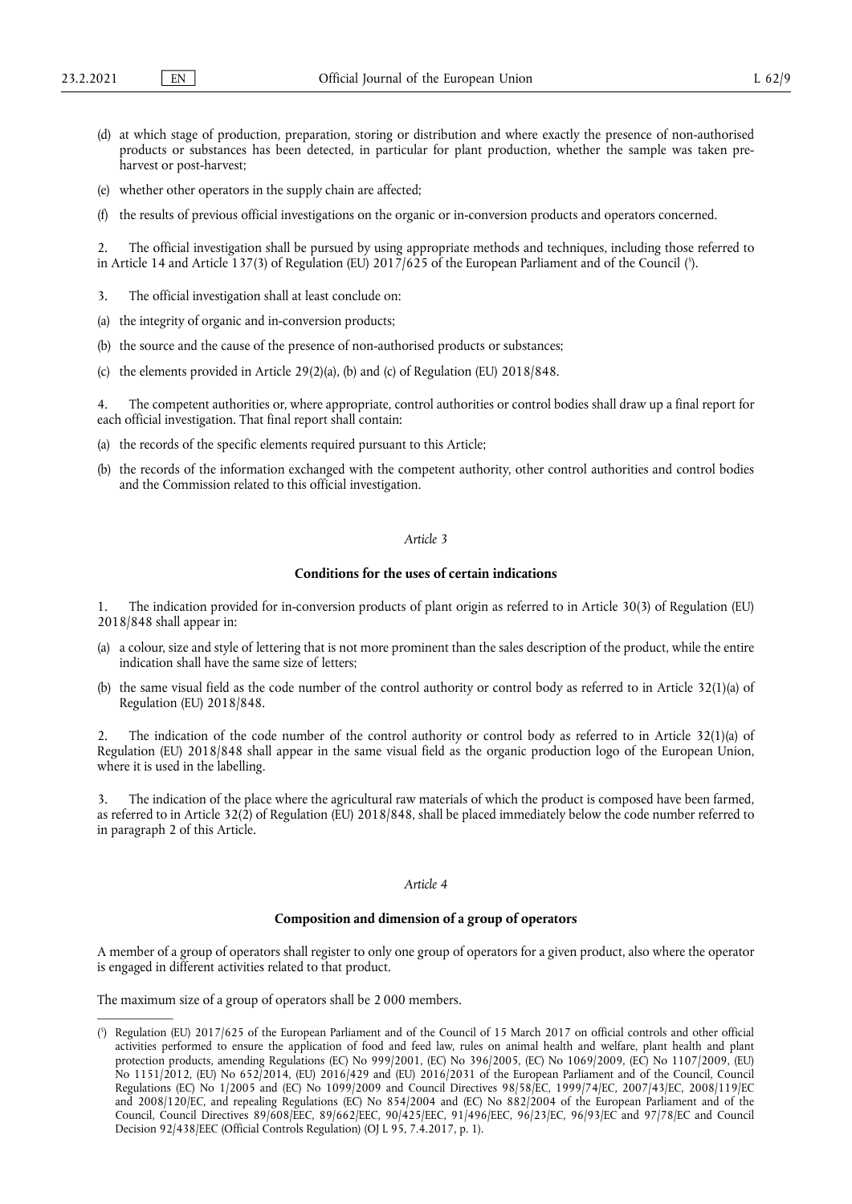(d) at which stage of production, preparation, storing or distribution and where exactly the presence of non-authorised products or substances has been detected, in particular for plant production, whether the sample was taken pre-harvest or post-harvest;

(e) whether other operators in the supply chain are affected;

(f) the results of previous official investigations on the organic or in-conversion products and operators concerned.

2. The official investigation shall be pursued by using appropriate methods and techniques, including those referred to in Article 14 and Article 137(3) of Regulation (EU) 2017/625 of the European Parliament and of the Council ([5]).

3. The official investigation shall at least conclude on:

(a) the integrity of organic and in-conversion products;

(b) the source and the cause of the presence of non-authorised products or substances;

(c) the elements provided in Article 29(2)(a), (b) and (c) of Regulation (EU) 2018/848.

4. The competent authorities or, where appropriate, control authorities or control bodies shall draw up a final report for each official investigation. That final report shall contain:

(a) the records of the specific elements required pursuant to this Article;

(b) the records of the information exchanged with the competent authority, other control authorities and control bodies and the Commission related to this official investigation.

*Article 3*

**Conditions for the uses of certain indications**

1. The indication provided for in-conversion products of plant origin as referred to in Article 30(3) of Regulation (EU) 2018/848 shall appear in:

(a) a colour, size and style of lettering that is not more prominent than the sales description of the product, while the entire indication shall have the same size of letters;

(b) the same visual field as the code number of the control authority or control body as referred to in Article 32(1)(a) of Regulation (EU) 2018/848.

2. The indication of the code number of the control authority or control body as referred to in Article 32(1)(a) of Regulation (EU) 2018/848 shall appear in the same visual field as the organic production logo of the European Union, where it is used in the labelling.

3. The indication of the place where the agricultural raw materials of which the product is composed have been farmed, as referred to in Article 32(2) of Regulation (EU) 2018/848, shall be placed immediately below the code number referred to in paragraph 2 of this Article.

*Article 4*

**Composition and dimension of a group of operators**

A member of a group of operators shall register to only one group of operators for a given product, also where the operator is engaged in different activities related to that product.

The maximum size of a group of operators shall be 2 000 members.

---

([5]) Regulation (EU) 2017/625 of the European Parliament and of the Council of 15 March 2017 on official controls and other official activities performed to ensure the application of food and feed law, rules on animal health and welfare, plant health and plant protection products, amending Regulations (EC) No 999/2001, (EC) No 396/2005, (EC) No 1069/2009, (EC) No 1107/2009, (EU) No 1151/2012, (EU) No 652/2014, (EU) 2016/429 and (EU) 2016/2031 of the European Parliament and of the Council, Council Regulations (EC) No 1/2005 and (EC) No 1099/2009 and Council Directives 98/58/EC, 1999/74/EC, 2007/43/EC, 2008/119/EC and 2008/120/EC, and repealing Regulations (EC) No 854/2004 and (EC) No 882/2004 of the European Parliament and of the Council, Council Directives 89/608/EEC, 89/662/EEC, 90/425/EEC, 91/496/EEC, 96/23/EC, 96/93/EC and 97/78/EC and Council Decision 92/438/EEC (Official Controls Regulation) (OJ L 95, 7.4.2017, p. 1).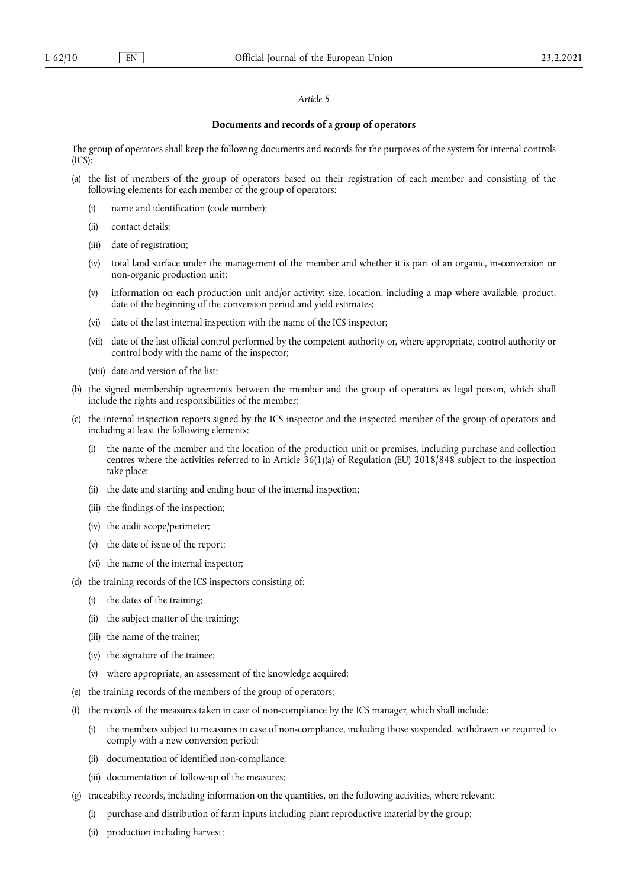*Article 5*

**Documents and records of a group of operators**

The group of operators shall keep the following documents and records for the purposes of the system for internal controls (ICS):

(a) the list of members of the group of operators based on their registration of each member and consisting of the following elements for each member of the group of operators:

   (i) name and identification (code number);

   (ii) contact details;

   (iii) date of registration;

   (iv) total land surface under the management of the member and whether it is part of an organic, in-conversion or non-organic production unit;

   (v) information on each production unit and/or activity: size, location, including a map where available, product, date of the beginning of the conversion period and yield estimates;

   (vi) date of the last internal inspection with the name of the ICS inspector;

   (vii) date of the last official control performed by the competent authority or, where appropriate, control authority or control body with the name of the inspector;

   (viii) date and version of the list;

(b) the signed membership agreements between the member and the group of operators as legal person, which shall include the rights and responsibilities of the member;

(c) the internal inspection reports signed by the ICS inspector and the inspected member of the group of operators and including at least the following elements:

   (i) the name of the member and the location of the production unit or premises, including purchase and collection centres where the activities referred to in Article 36(1)(a) of Regulation (EU) 2018/848 subject to the inspection take place;

   (ii) the date and starting and ending hour of the internal inspection;

   (iii) the findings of the inspection;

   (iv) the audit scope/perimeter;

   (v) the date of issue of the report;

   (vi) the name of the internal inspector;

(d) the training records of the ICS inspectors consisting of:

   (i) the dates of the training;

   (ii) the subject matter of the training;

   (iii) the name of the trainer;

   (iv) the signature of the trainee;

   (v) where appropriate, an assessment of the knowledge acquired;

(e) the training records of the members of the group of operators;

(f) the records of the measures taken in case of non-compliance by the ICS manager, which shall include:

   (i) the members subject to measures in case of non-compliance, including those suspended, withdrawn or required to comply with a new conversion period;

   (ii) documentation of identified non-compliance;

   (iii) documentation of follow-up of the measures;

(g) traceability records, including information on the quantities, on the following activities, where relevant:

   (i) purchase and distribution of farm inputs including plant reproductive material by the group;

   (ii) production including harvest;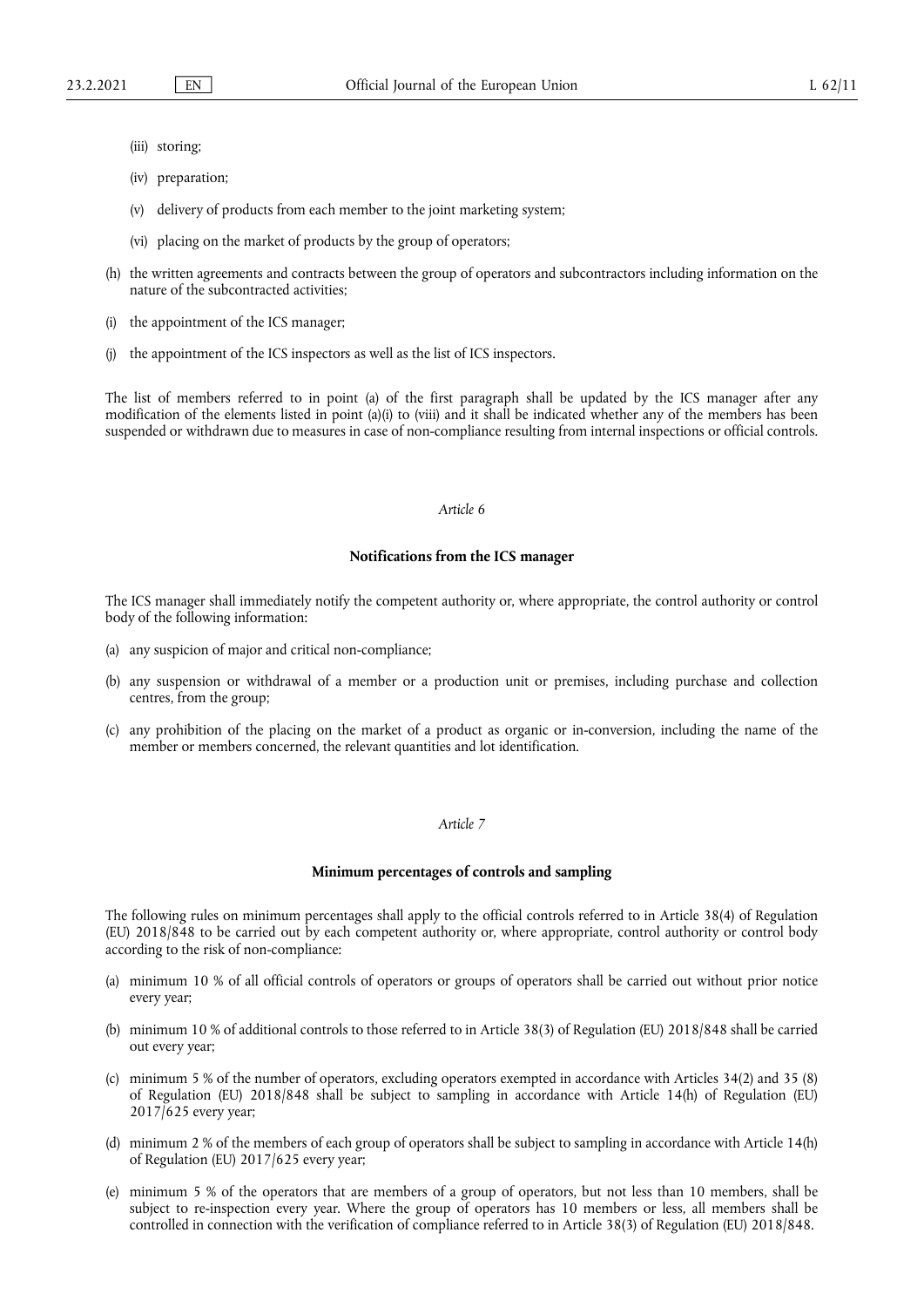(iii) storing;

(iv) preparation;

(v) delivery of products from each member to the joint marketing system;

(vi) placing on the market of products by the group of operators;

(h) the written agreements and contracts between the group of operators and subcontractors including information on the nature of the subcontracted activities;

(i) the appointment of the ICS manager;

(j) the appointment of the ICS inspectors as well as the list of ICS inspectors.

The list of members referred to in point (a) of the first paragraph shall be updated by the ICS manager after any modification of the elements listed in point (a)(i) to (viii) and it shall be indicated whether any of the members has been suspended or withdrawn due to measures in case of non-compliance resulting from internal inspections or official controls.

*Article 6*

**Notifications from the ICS manager**

The ICS manager shall immediately notify the competent authority or, where appropriate, the control authority or control body of the following information:

(a) any suspicion of major and critical non-compliance;

(b) any suspension or withdrawal of a member or a production unit or premises, including purchase and collection centres, from the group;

(c) any prohibition of the placing on the market of a product as organic or in-conversion, including the name of the member or members concerned, the relevant quantities and lot identification.

*Article 7*

**Minimum percentages of controls and sampling**

The following rules on minimum percentages shall apply to the official controls referred to in Article 38(4) of Regulation (EU) 2018/848 to be carried out by each competent authority or, where appropriate, control authority or control body according to the risk of non-compliance:

(a) minimum 10 % of all official controls of operators or groups of operators shall be carried out without prior notice every year;

(b) minimum 10 % of additional controls to those referred to in Article 38(3) of Regulation (EU) 2018/848 shall be carried out every year;

(c) minimum 5 % of the number of operators, excluding operators exempted in accordance with Articles 34(2) and 35 (8) of Regulation (EU) 2018/848 shall be subject to sampling in accordance with Article 14(h) of Regulation (EU) 2017/625 every year;

(d) minimum 2 % of the members of each group of operators shall be subject to sampling in accordance with Article 14(h) of Regulation (EU) 2017/625 every year;

(e) minimum 5 % of the operators that are members of a group of operators, but not less than 10 members, shall be subject to re-inspection every year. Where the group of operators has 10 members or less, all members shall be controlled in connection with the verification of compliance referred to in Article 38(3) of Regulation (EU) 2018/848.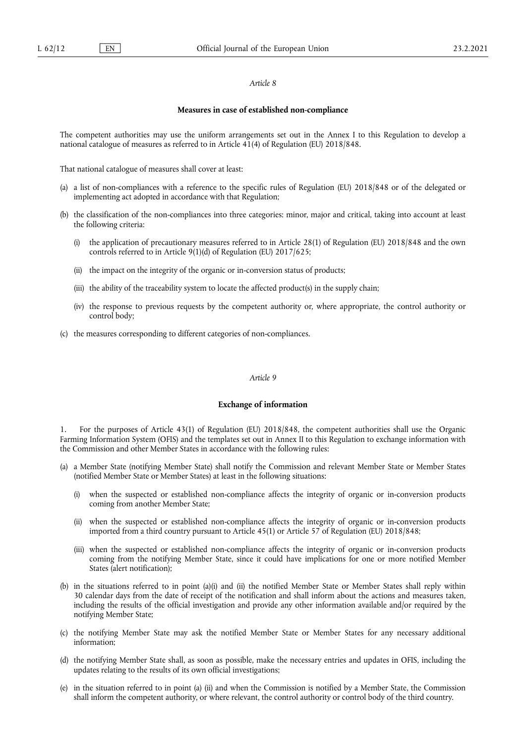*Article 8*

**Measures in case of established non-compliance**

The competent authorities may use the uniform arrangements set out in the Annex I to this Regulation to develop a national catalogue of measures as referred to in Article 41(4) of Regulation (EU) 2018/848.

That national catalogue of measures shall cover at least:

(a) a list of non-compliances with a reference to the specific rules of Regulation (EU) 2018/848 or of the delegated or implementing act adopted in accordance with that Regulation;

(b) the classification of the non-compliances into three categories: minor, major and critical, taking into account at least the following criteria:

   (i) the application of precautionary measures referred to in Article 28(1) of Regulation (EU) 2018/848 and the own controls referred to in Article 9(1)(d) of Regulation (EU) 2017/625;

   (ii) the impact on the integrity of the organic or in-conversion status of products;

   (iii) the ability of the traceability system to locate the affected product(s) in the supply chain;

   (iv) the response to previous requests by the competent authority or, where appropriate, the control authority or control body;

(c) the measures corresponding to different categories of non-compliances.

*Article 9*

**Exchange of information**

1. For the purposes of Article 43(1) of Regulation (EU) 2018/848, the competent authorities shall use the Organic Farming Information System (OFIS) and the templates set out in Annex II to this Regulation to exchange information with the Commission and other Member States in accordance with the following rules:

(a) a Member State (notifying Member State) shall notify the Commission and relevant Member State or Member States (notified Member State or Member States) at least in the following situations:

   (i) when the suspected or established non-compliance affects the integrity of organic or in-conversion products coming from another Member State;

   (ii) when the suspected or established non-compliance affects the integrity of organic or in-conversion products imported from a third country pursuant to Article 45(1) or Article 57 of Regulation (EU) 2018/848;

   (iii) when the suspected or established non-compliance affects the integrity of organic or in-conversion products coming from the notifying Member State, since it could have implications for one or more notified Member States (alert notification);

(b) in the situations referred to in point (a)(i) and (ii) the notified Member State or Member States shall reply within 30 calendar days from the date of receipt of the notification and shall inform about the actions and measures taken, including the results of the official investigation and provide any other information available and/or required by the notifying Member State;

(c) the notifying Member State may ask the notified Member State or Member States for any necessary additional information;

(d) the notifying Member State shall, as soon as possible, make the necessary entries and updates in OFIS, including the updates relating to the results of its own official investigations;

(e) in the situation referred to in point (a) (ii) and when the Commission is notified by a Member State, the Commission shall inform the competent authority, or where relevant, the control authority or control body of the third country.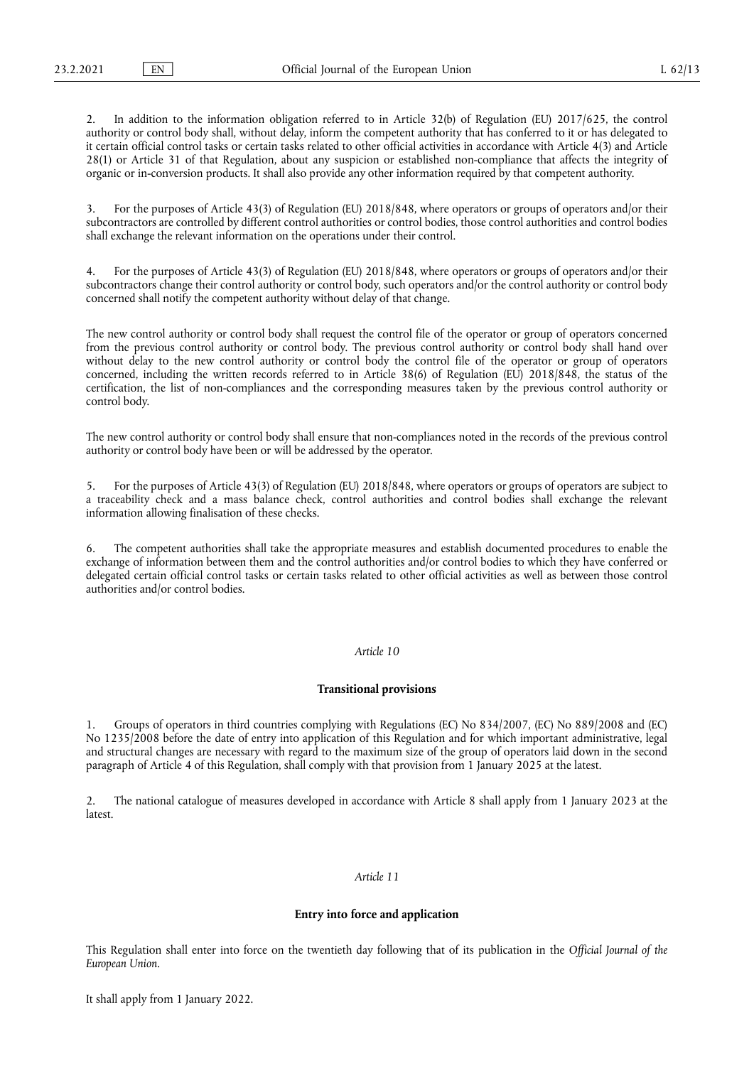2. In addition to the information obligation referred to in Article 32(b) of Regulation (EU) 2017/625, the control authority or control body shall, without delay, inform the competent authority that has conferred to it or has delegated to it certain official control tasks or certain tasks related to other official activities in accordance with Article 4(3) and Article 28(1) or Article 31 of that Regulation, about any suspicion or established non-compliance that affects the integrity of organic or in-conversion products. It shall also provide any other information required by that competent authority.

3. For the purposes of Article 43(3) of Regulation (EU) 2018/848, where operators or groups of operators and/or their subcontractors are controlled by different control authorities or control bodies, those control authorities and control bodies shall exchange the relevant information on the operations under their control.

4. For the purposes of Article 43(3) of Regulation (EU) 2018/848, where operators or groups of operators and/or their subcontractors change their control authority or control body, such operators and/or the control authority or control body concerned shall notify the competent authority without delay of that change.

The new control authority or control body shall request the control file of the operator or group of operators concerned from the previous control authority or control body. The previous control authority or control body shall hand over without delay to the new control authority or control body the control file of the operator or group of operators concerned, including the written records referred to in Article 38(6) of Regulation (EU) 2018/848, the status of the certification, the list of non-compliances and the corresponding measures taken by the previous control authority or control body.

The new control authority or control body shall ensure that non-compliances noted in the records of the previous control authority or control body have been or will be addressed by the operator.

5. For the purposes of Article 43(3) of Regulation (EU) 2018/848, where operators or groups of operators are subject to a traceability check and a mass balance check, control authorities and control bodies shall exchange the relevant information allowing finalisation of these checks.

6. The competent authorities shall take the appropriate measures and establish documented procedures to enable the exchange of information between them and the control authorities and/or control bodies to which they have conferred or delegated certain official control tasks or certain tasks related to other official activities as well as between those control authorities and/or control bodies.

*Article 10*

**Transitional provisions**

1. Groups of operators in third countries complying with Regulations (EC) No 834/2007, (EC) No 889/2008 and (EC) No 1235/2008 before the date of entry into application of this Regulation and for which important administrative, legal and structural changes are necessary with regard to the maximum size of the group of operators laid down in the second paragraph of Article 4 of this Regulation, shall comply with that provision from 1 January 2025 at the latest.

2. The national catalogue of measures developed in accordance with Article 8 shall apply from 1 January 2023 at the latest.

*Article 11*

**Entry into force and application**

This Regulation shall enter into force on the twentieth day following that of its publication in the *Official Journal of the European Union*.

It shall apply from 1 January 2022.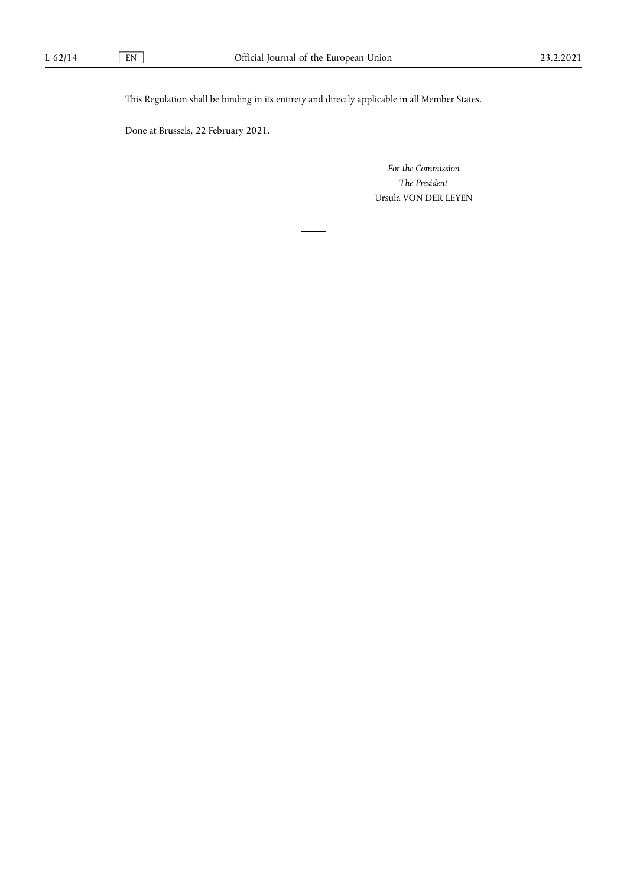This Regulation shall be binding in its entirety and directly applicable in all Member States.

Done at Brussels, 22 February 2021.

*For the Commission*

*The President*

Ursula VON DER LEYEN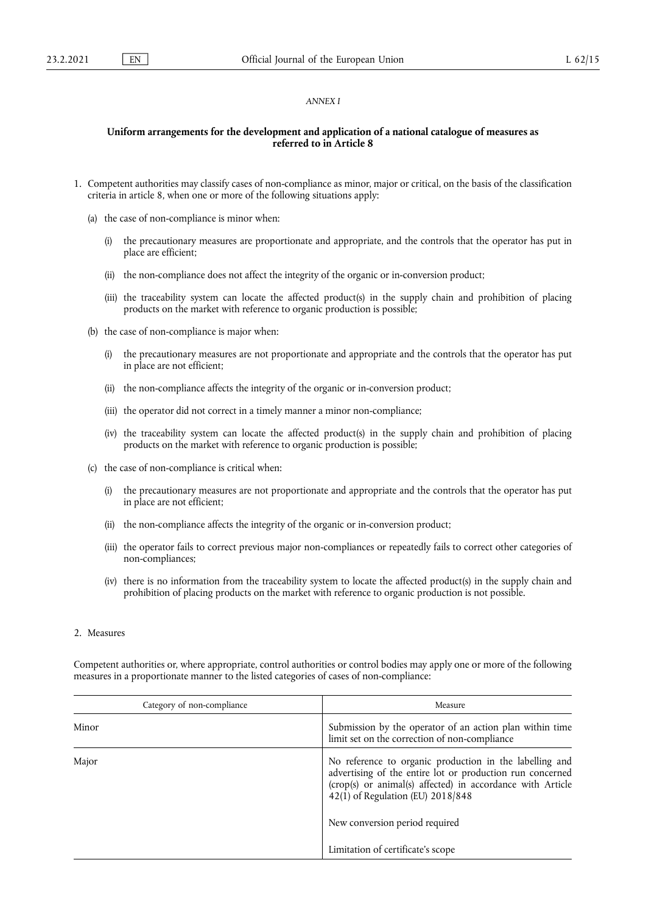*ANNEX I*

## Uniform arrangements for the development and application of a national catalogue of measures as referred to in Article 8

1. Competent authorities may classify cases of non-compliance as minor, major or critical, on the basis of the classification criteria in article 8, when one or more of the following situations apply:

   (a) the case of non-compliance is minor when:

      (i) the precautionary measures are proportionate and appropriate, and the controls that the operator has put in place are efficient;

      (ii) the non-compliance does not affect the integrity of the organic or in-conversion product;

      (iii) the traceability system can locate the affected product(s) in the supply chain and prohibition of placing products on the market with reference to organic production is possible;

   (b) the case of non-compliance is major when:

      (i) the precautionary measures are not proportionate and appropriate and the controls that the operator has put in place are not efficient;

      (ii) the non-compliance affects the integrity of the organic or in-conversion product;

      (iii) the operator did not correct in a timely manner a minor non-compliance;

      (iv) the traceability system can locate the affected product(s) in the supply chain and prohibition of placing products on the market with reference to organic production is possible;

   (c) the case of non-compliance is critical when:

      (i) the precautionary measures are not proportionate and appropriate and the controls that the operator has put in place are not efficient;

      (ii) the non-compliance affects the integrity of the organic or in-conversion product;

      (iii) the operator fails to correct previous major non-compliances or repeatedly fails to correct other categories of non-compliances;

      (iv) there is no information from the traceability system to locate the affected product(s) in the supply chain and prohibition of placing products on the market with reference to organic production is not possible.

2. Measures

Competent authorities or, where appropriate, control authorities or control bodies may apply one or more of the following measures in a proportionate manner to the listed categories of cases of non-compliance:

| Category of non-compliance | Measure |
|---|---|
| Minor | Submission by the operator of an action plan within time limit set on the correction of non-compliance |
| Major | No reference to organic production in the labelling and advertising of the entire lot or production run concerned (crop(s) or animal(s) affected) in accordance with Article 42(1) of Regulation (EU) 2018/848 |
| | New conversion period required |
| | Limitation of certificate's scope |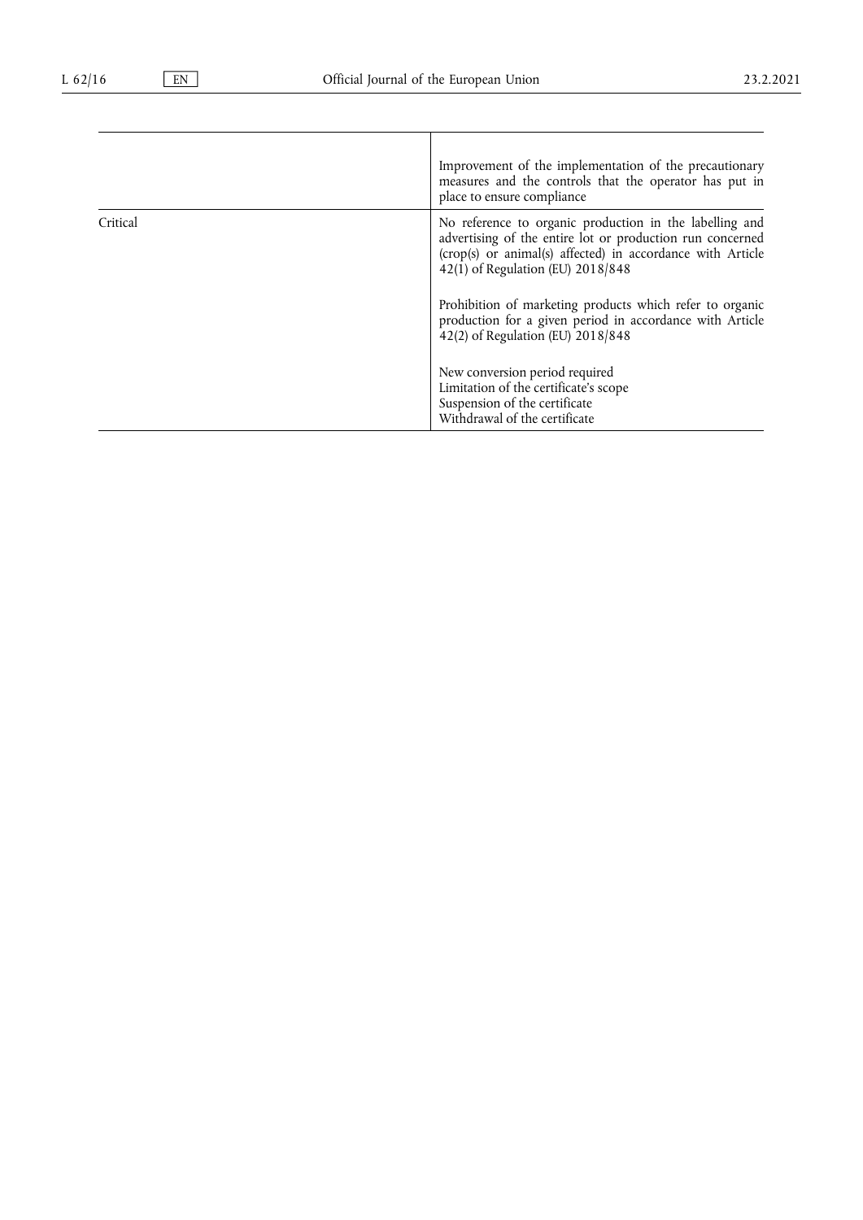| | |
|---|---|
| | Improvement of the implementation of the precautionary measures and the controls that the operator has put in place to ensure compliance |
| Critical | No reference to organic production in the labelling and advertising of the entire lot or production run concerned (crop(s) or animal(s) affected) in accordance with Article 42(1) of Regulation (EU) 2018/848<br><br>Prohibition of marketing products which refer to organic production for a given period in accordance with Article 42(2) of Regulation (EU) 2018/848<br><br>New conversion period required<br>Limitation of the certificate's scope<br>Suspension of the certificate<br>Withdrawal of the certificate |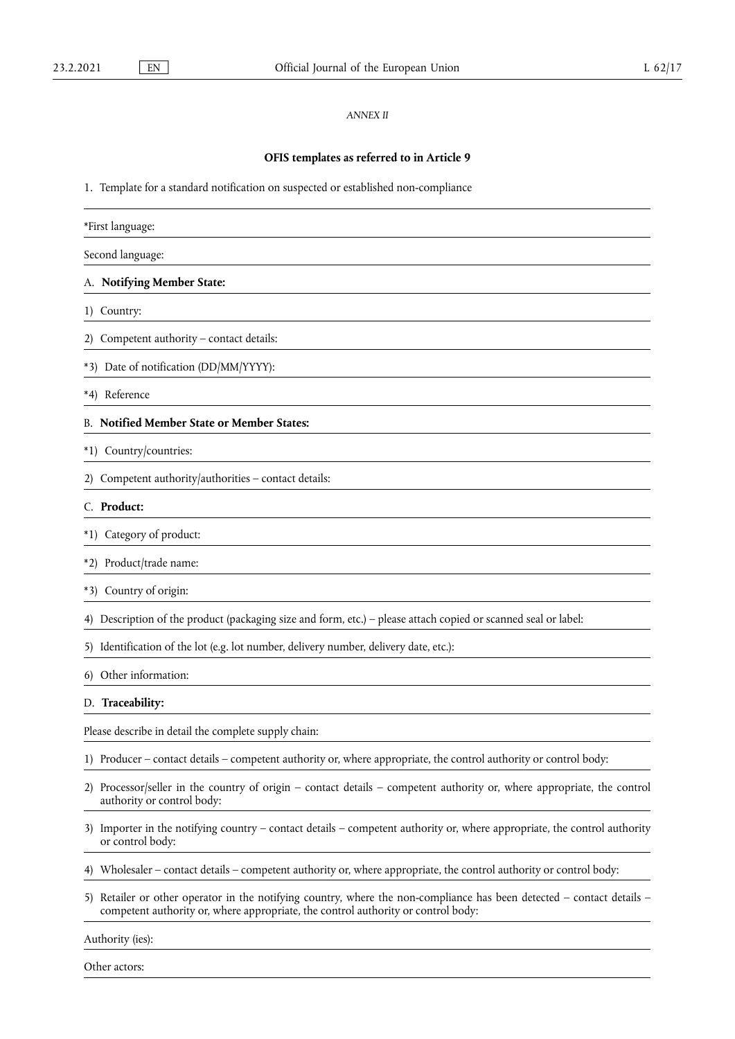*ANNEX II*

## OFIS templates as referred to in Article 9

1. Template for a standard notification on suspected or established non-compliance

*First language:

Second language:

### A. **Notifying Member State:**

1) Country:

2) Competent authority – contact details:

*3) Date of notification (DD/MM/YYYY):

*4) Reference

### B. **Notified Member State or Member States:**

*1) Country/countries:

2) Competent authority/authorities – contact details:

### C. **Product:**

*1) Category of product:

*2) Product/trade name:

*3) Country of origin:

4) Description of the product (packaging size and form, etc.) – please attach copied or scanned seal or label:

5) Identification of the lot (e.g. lot number, delivery number, delivery date, etc.):

6) Other information:

### D. **Traceability:**

Please describe in detail the complete supply chain:

1) Producer – contact details – competent authority or, where appropriate, the control authority or control body:

2) Processor/seller in the country of origin – contact details – competent authority or, where appropriate, the control authority or control body:

3) Importer in the notifying country – contact details – competent authority or, where appropriate, the control authority or control body:

4) Wholesaler – contact details – competent authority or, where appropriate, the control authority or control body:

5) Retailer or other operator in the notifying country, where the non-compliance has been detected – contact details – competent authority or, where appropriate, the control authority or control body:

Authority (ies):

Other actors: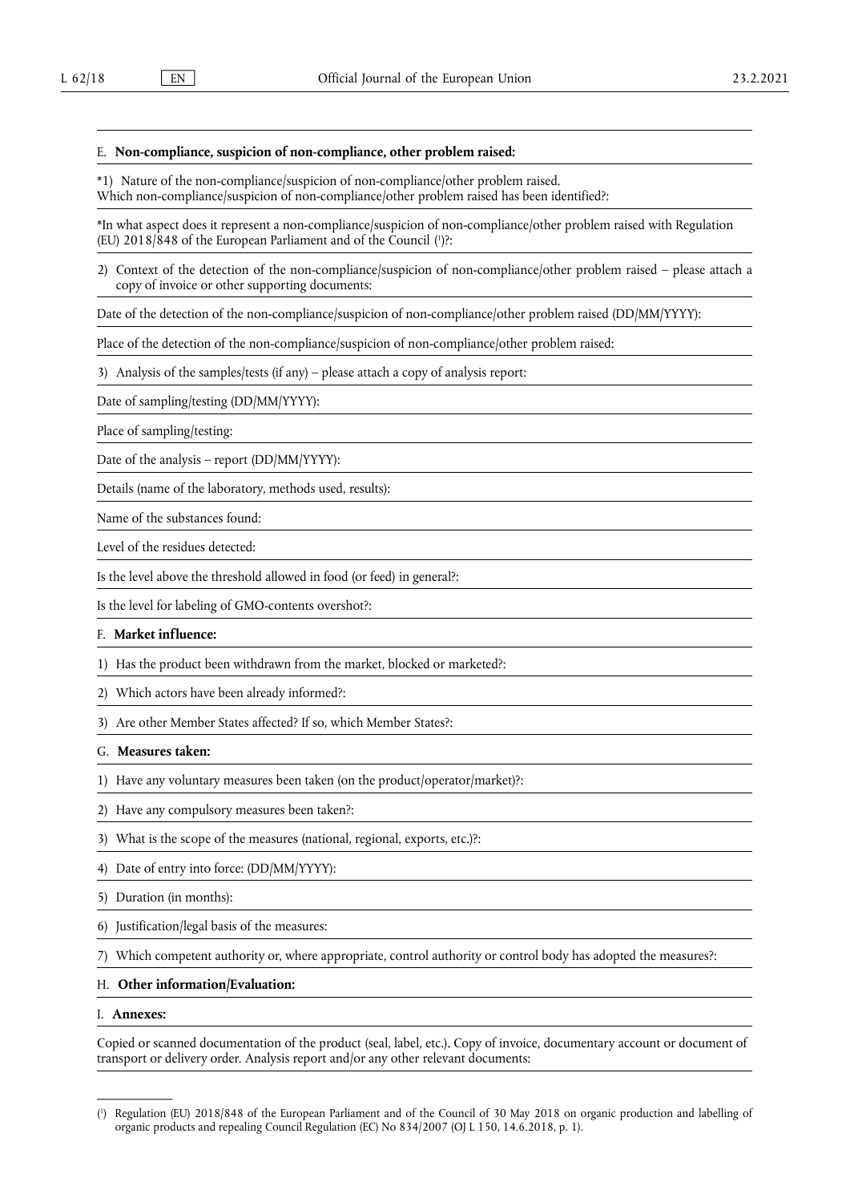E. **Non-compliance, suspicion of non-compliance, other problem raised:**

*1) Nature of the non-compliance/suspicion of non-compliance/other problem raised.
Which non-compliance/suspicion of non-compliance/other problem raised has been identified?:

*In what aspect does it represent a non-compliance/suspicion of non-compliance/other problem raised with Regulation (EU) 2018/848 of the European Parliament and of the Council [1]?:

2) Context of the detection of the non-compliance/suspicion of non-compliance/other problem raised – please attach a copy of invoice or other supporting documents:

Date of the detection of the non-compliance/suspicion of non-compliance/other problem raised (DD/MM/YYYY):

Place of the detection of the non-compliance/suspicion of non-compliance/other problem raised:

3) Analysis of the samples/tests (if any) – please attach a copy of analysis report:

Date of sampling/testing (DD/MM/YYYY):

Place of sampling/testing:

Date of the analysis – report (DD/MM/YYYY):

Details (name of the laboratory, methods used, results):

Name of the substances found:

Level of the residues detected:

Is the level above the threshold allowed in food (or feed) in general?:

Is the level for labeling of GMO-contents overshot?:

F. **Market influence:**

1) Has the product been withdrawn from the market, blocked or marketed?:

2) Which actors have been already informed?:

3) Are other Member States affected? If so, which Member States?:

G. **Measures taken:**

1) Have any voluntary measures been taken (on the product/operator/market)?:

2) Have any compulsory measures been taken?:

3) What is the scope of the measures (national, regional, exports, etc.)?:

4) Date of entry into force: (DD/MM/YYYY):

5) Duration (in months):

6) Justification/legal basis of the measures:

7) Which competent authority or, where appropriate, control authority or control body has adopted the measures?:

H. **Other information/Evaluation:**

I. **Annexes:**

Copied or scanned documentation of the product (seal, label, etc.). Copy of invoice, documentary account or document of transport or delivery order. Analysis report and/or any other relevant documents:

---

[1] Regulation (EU) 2018/848 of the European Parliament and of the Council of 30 May 2018 on organic production and labelling of organic products and repealing Council Regulation (EC) No 834/2007 (OJ L 150, 14.6.2018, p. 1).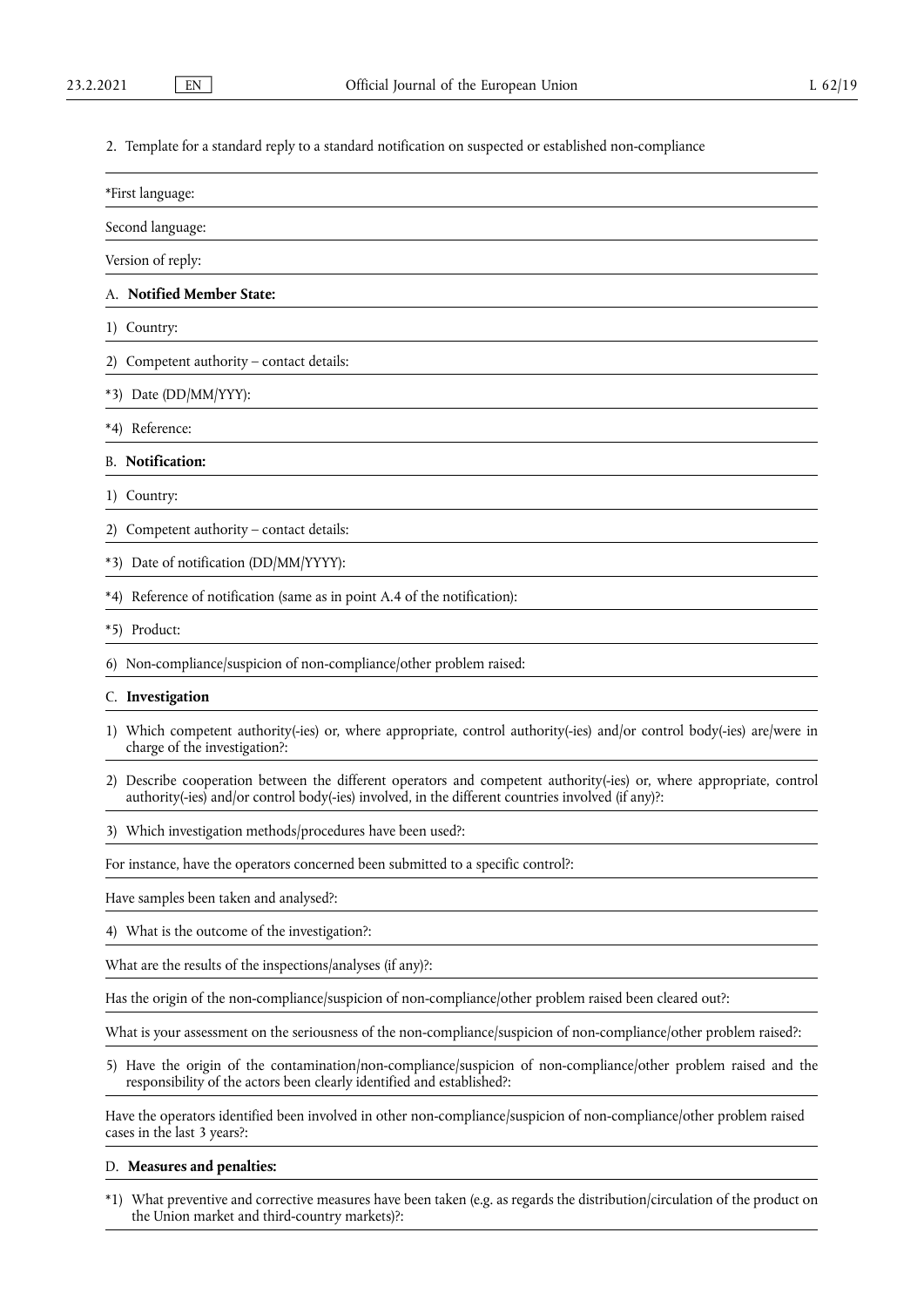2. Template for a standard reply to a standard notification on suspected or established non-compliance

*First language:

Second language:

Version of reply:

A. **Notified Member State:**

1) Country:

2) Competent authority – contact details:

*3) Date (DD/MM/YYY):

*4) Reference:

B. **Notification:**

1) Country:

2) Competent authority – contact details:

*3) Date of notification (DD/MM/YYYY):

*4) Reference of notification (same as in point A.4 of the notification):

*5) Product:

6) Non-compliance/suspicion of non-compliance/other problem raised:

C. **Investigation**

1) Which competent authority(-ies) or, where appropriate, control authority(-ies) and/or control body(-ies) are/were in charge of the investigation?:

2) Describe cooperation between the different operators and competent authority(-ies) or, where appropriate, control authority(-ies) and/or control body(-ies) involved, in the different countries involved (if any)?:

3) Which investigation methods/procedures have been used?:

For instance, have the operators concerned been submitted to a specific control?:

Have samples been taken and analysed?:

4) What is the outcome of the investigation?:

What are the results of the inspections/analyses (if any)?:

Has the origin of the non-compliance/suspicion of non-compliance/other problem raised been cleared out?:

What is your assessment on the seriousness of the non-compliance/suspicion of non-compliance/other problem raised?:

5) Have the origin of the contamination/non-compliance/suspicion of non-compliance/other problem raised and the responsibility of the actors been clearly identified and established?:

Have the operators identified been involved in other non-compliance/suspicion of non-compliance/other problem raised cases in the last 3 years?:

D. **Measures and penalties:**

*1) What preventive and corrective measures have been taken (e.g. as regards the distribution/circulation of the product on the Union market and third-country markets)?: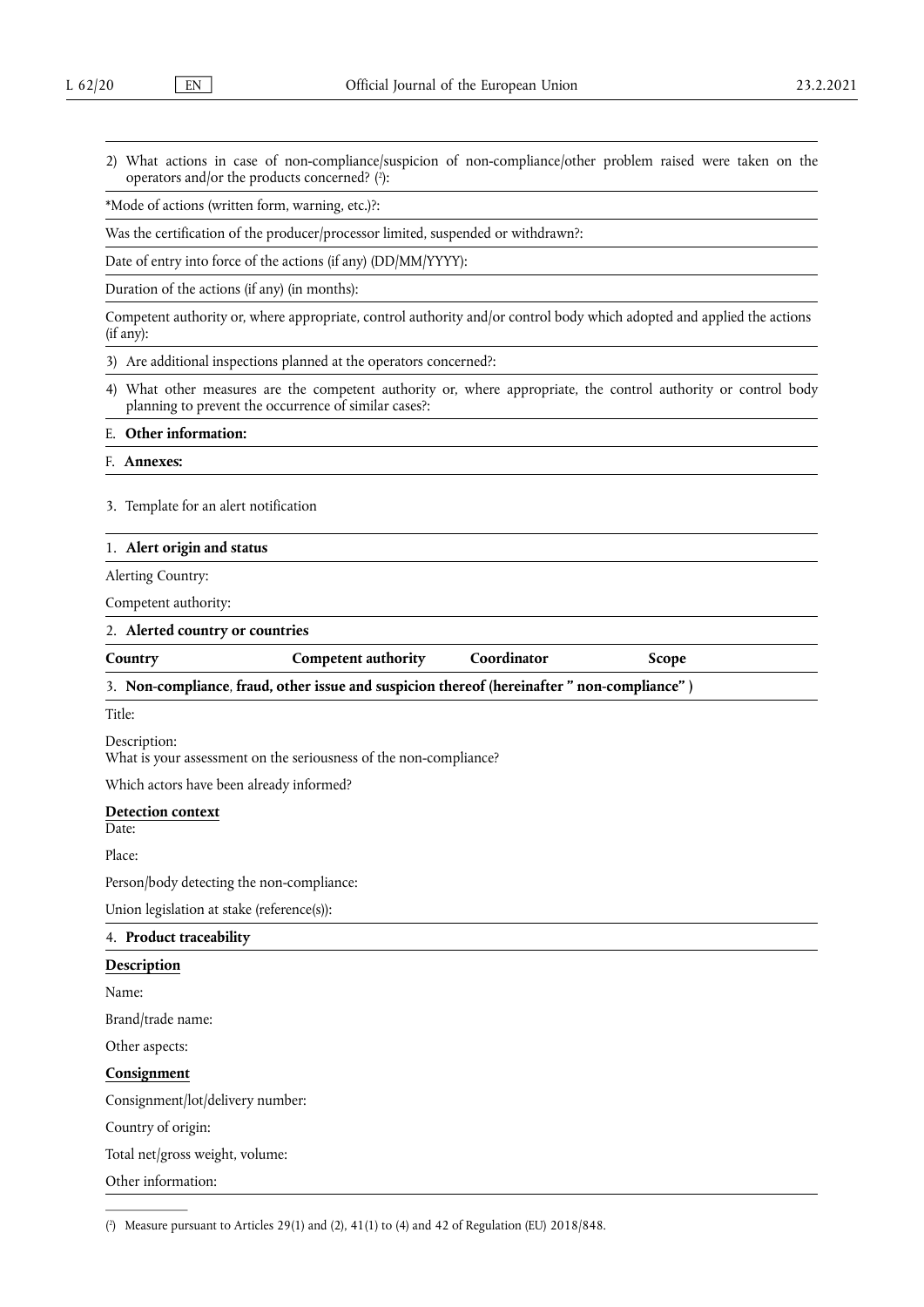2) What actions in case of non-compliance/suspicion of non-compliance/other problem raised were taken on the operators and/or the products concerned? [2]:

*Mode of actions (written form, warning, etc.)?:

Was the certification of the producer/processor limited, suspended or withdrawn?:

Date of entry into force of the actions (if any) (DD/MM/YYYY):

Duration of the actions (if any) (in months):

Competent authority or, where appropriate, control authority and/or control body which adopted and applied the actions (if any):

3) Are additional inspections planned at the operators concerned?:

4) What other measures are the competent authority or, where appropriate, the control authority or control body planning to prevent the occurrence of similar cases?:

E. **Other information:**

F. **Annexes:**

3. Template for an alert notification

1. **Alert origin and status**

Alerting Country:

Competent authority:

2. **Alerted country or countries**

| Country | Competent authority | Coordinator | Scope |
|---|---|---|---|

3. **Non-compliance, fraud, other issue and suspicion thereof (hereinafter " non-compliance" )**

Title:

Description:
What is your assessment on the seriousness of the non-compliance?

Which actors have been already informed?

**Detection context**

Date:

Place:

Person/body detecting the non-compliance:

Union legislation at stake (reference(s)):

4. **Product traceability**

**Description**

Name:

Brand/trade name:

Other aspects:

**Consignment**

Consignment/lot/delivery number:

Country of origin:

Total net/gross weight, volume:

Other information:

---

[2] Measure pursuant to Articles 29(1) and (2), 41(1) to (4) and 42 of Regulation (EU) 2018/848.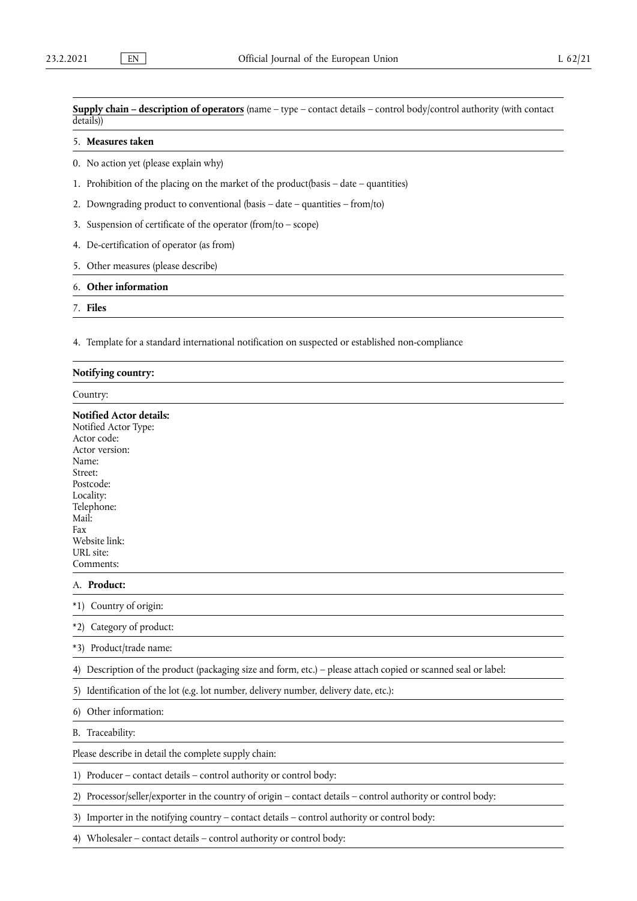**Supply chain – description of operators** (name – type – contact details – control body/control authority (with contact details))

5. **Measures taken**

0. No action yet (please explain why)

1. Prohibition of the placing on the market of the product(basis – date – quantities)

2. Downgrading product to conventional (basis – date – quantities – from/to)

3. Suspension of certificate of the operator (from/to – scope)

4. De-certification of operator (as from)

5. Other measures (please describe)

6. **Other information**

7. **Files**

4. Template for a standard international notification on suspected or established non-compliance

**Notifying country:**

Country:

**Notified Actor details:**
Notified Actor Type:
Actor code:
Actor version:
Name:
Street:
Postcode:
Locality:
Telephone:
Mail:
Fax
Website link:
URL site:
Comments:

A. **Product:**

*1) Country of origin:

*2) Category of product:

*3) Product/trade name:

4) Description of the product (packaging size and form, etc.) – please attach copied or scanned seal or label:

5) Identification of the lot (e.g. lot number, delivery number, delivery date, etc.):

6) Other information:

B. Traceability:

Please describe in detail the complete supply chain:

1) Producer – contact details – control authority or control body:

2) Processor/seller/exporter in the country of origin – contact details – control authority or control body:

3) Importer in the notifying country – contact details – control authority or control body:

4) Wholesaler – contact details – control authority or control body: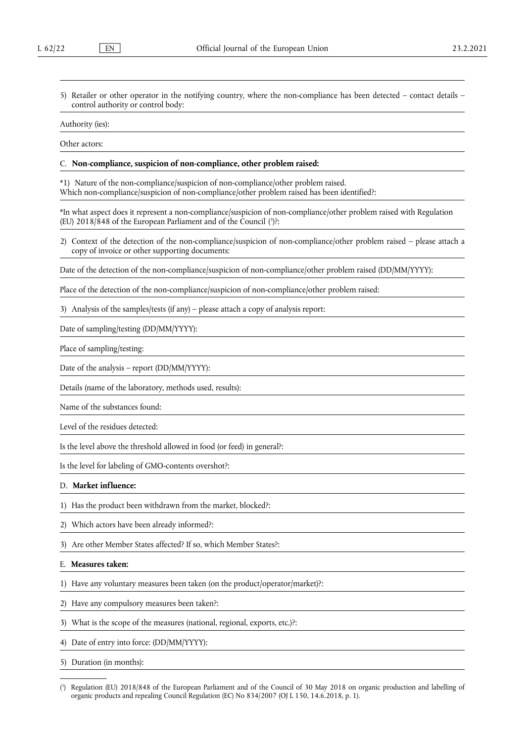5) Retailer or other operator in the notifying country, where the non-compliance has been detected – contact details – control authority or control body:

Authority (ies):

Other actors:

C. **Non-compliance, suspicion of non-compliance, other problem raised:**

*1) Nature of the non-compliance/suspicion of non-compliance/other problem raised.
Which non-compliance/suspicion of non-compliance/other problem raised has been identified?:

*In what aspect does it represent a non-compliance/suspicion of non-compliance/other problem raised with Regulation (EU) 2018/848 of the European Parliament and of the Council [3]?:

2) Context of the detection of the non-compliance/suspicion of non-compliance/other problem raised – please attach a copy of invoice or other supporting documents:

Date of the detection of the non-compliance/suspicion of non-compliance/other problem raised (DD/MM/YYYY):

Place of the detection of the non-compliance/suspicion of non-compliance/other problem raised:

3) Analysis of the samples/tests (if any) – please attach a copy of analysis report:

Date of sampling/testing (DD/MM/YYYY):

Place of sampling/testing:

Date of the analysis – report (DD/MM/YYYY):

Details (name of the laboratory, methods used, results):

Name of the substances found:

Level of the residues detected:

Is the level above the threshold allowed in food (or feed) in general?:

Is the level for labeling of GMO-contents overshot?:

D. **Market influence:**

1) Has the product been withdrawn from the market, blocked?:

2) Which actors have been already informed?:

3) Are other Member States affected? If so, which Member States?:

E. **Measures taken:**

1) Have any voluntary measures been taken (on the product/operator/market)?:

2) Have any compulsory measures been taken?:

3) What is the scope of the measures (national, regional, exports, etc.)?:

4) Date of entry into force: (DD/MM/YYYY):

5) Duration (in months):

---

[3] Regulation (EU) 2018/848 of the European Parliament and of the Council of 30 May 2018 on organic production and labelling of organic products and repealing Council Regulation (EC) No 834/2007 (OJ L 150, 14.6.2018, p. 1).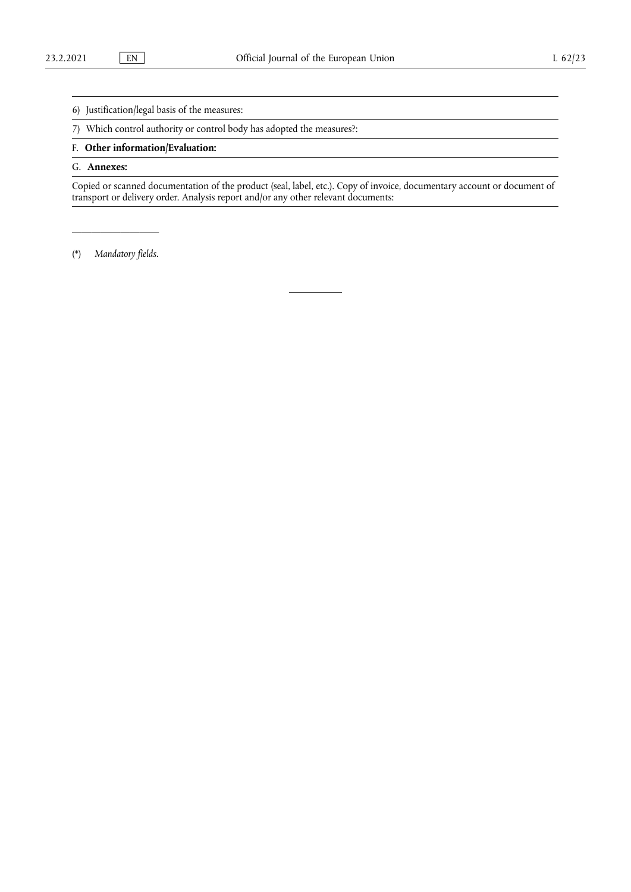6) Justification/legal basis of the measures:

7) Which control authority or control body has adopted the measures?:

F. **Other information/Evaluation:**

G. **Annexes:**

Copied or scanned documentation of the product (seal, label, etc.). Copy of invoice, documentary account or document of transport or delivery order. Analysis report and/or any other relevant documents:

(*) *Mandatory fields.*